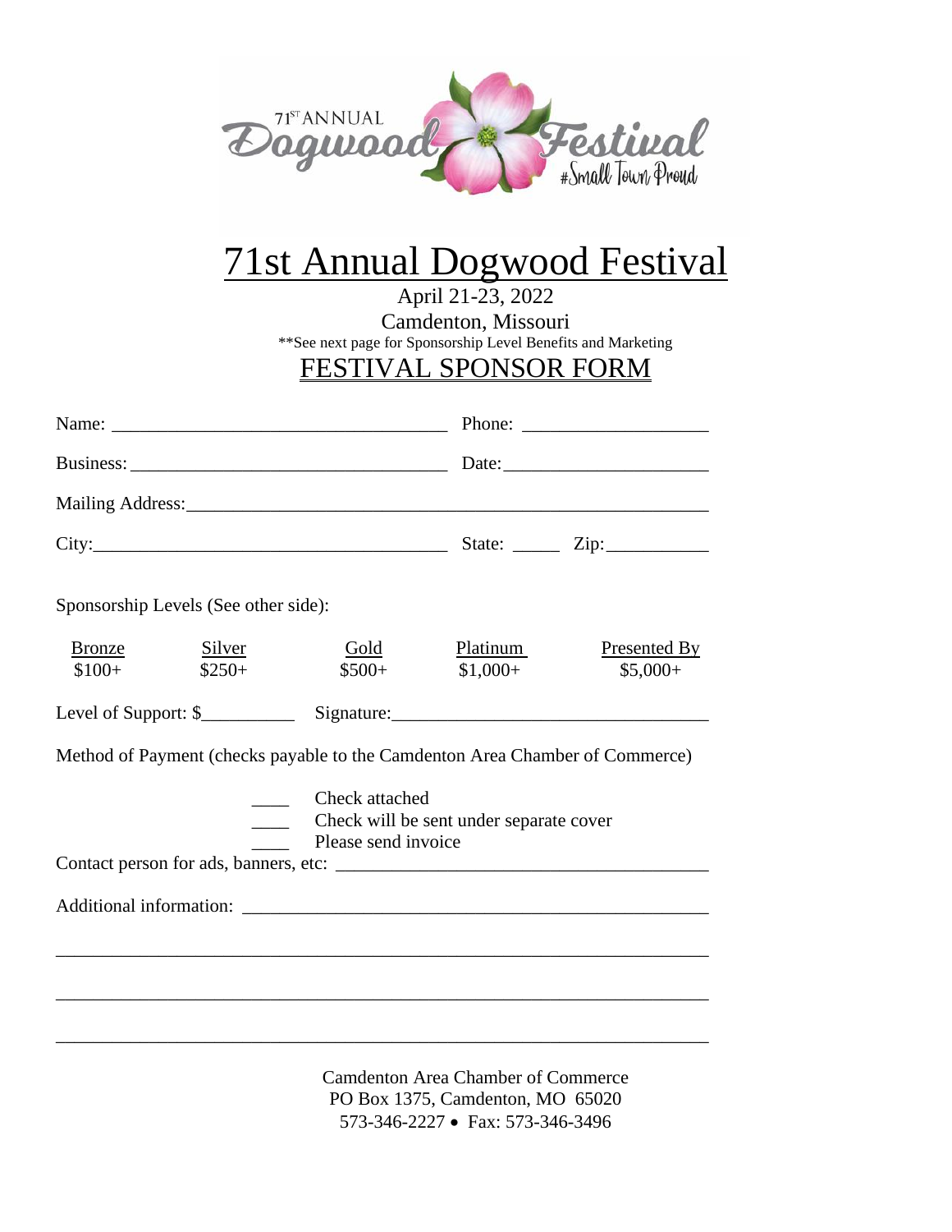71ST ANNUAL Dogwood Festival #Small Town Proud

# 71st Annual Dogwood Festival

April 21-23, 2022

Camdenton, Missouri

**See next page for Sponsorship Level Benefits and Marketing

## FESTIVAL SPONSOR FORM

Name: ___________________________________ Phone: ___________________

Business: ________________________________ Date:_____________________

Mailing Address:__________________________________________________________

City:____________________________________ State: _____ Zip:___________

Sponsorship Levels (See other side):

| Bronze | Silver | Gold | Platinum | Presented By |
|---|---|---|---|---|
| $100+ | $250+ | $500+ | $1,000+ | $5,000+ |

Level of Support: $__________ Signature:_________________________________

Method of Payment (checks payable to the Camdenton Area Chamber of Commerce)

____ Check attached

____ Check will be sent under separate cover

____ Please send invoice

Contact person for ads, banners, etc: ______________________________________

Additional information: _________________________________________________

_________________________________________________________________________

_________________________________________________________________________

_________________________________________________________________________

Camdenton Area Chamber of Commerce

PO Box 1375, Camdenton, MO 65020

573-346-2227 • Fax: 573-346-3496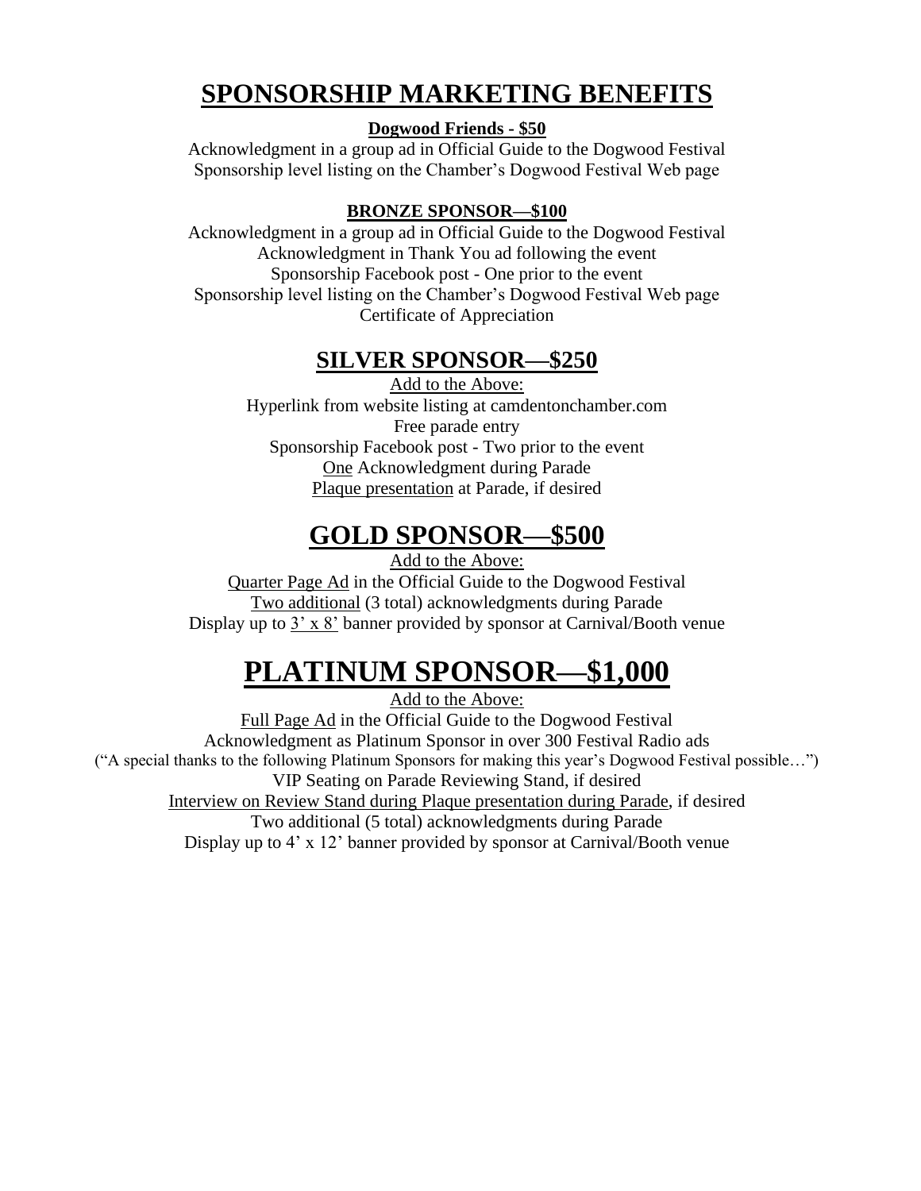# SPONSORSHIP MARKETING BENEFITS

**Dogwood Friends - $50**

Acknowledgment in a group ad in Official Guide to the Dogwood Festival
Sponsorship level listing on the Chamber's Dogwood Festival Web page

**BRONZE SPONSOR—$100**

Acknowledgment in a group ad in Official Guide to the Dogwood Festival
Acknowledgment in Thank You ad following the event
Sponsorship Facebook post - One prior to the event
Sponsorship level listing on the Chamber's Dogwood Festival Web page
Certificate of Appreciation

## SILVER SPONSOR—$250

Add to the Above:
Hyperlink from website listing at camdentonchamber.com
Free parade entry
Sponsorship Facebook post - Two prior to the event
One Acknowledgment during Parade
Plaque presentation at Parade, if desired

## GOLD SPONSOR—$500

Add to the Above:
Quarter Page Ad in the Official Guide to the Dogwood Festival
Two additional (3 total) acknowledgments during Parade
Display up to 3' x 8' banner provided by sponsor at Carnival/Booth venue

## PLATINUM SPONSOR—$1,000

Add to the Above:
Full Page Ad in the Official Guide to the Dogwood Festival
Acknowledgment as Platinum Sponsor in over 300 Festival Radio ads
("A special thanks to the following Platinum Sponsors for making this year's Dogwood Festival possible…")
VIP Seating on Parade Reviewing Stand, if desired
Interview on Review Stand during Plaque presentation during Parade, if desired
Two additional (5 total) acknowledgments during Parade
Display up to 4' x 12' banner provided by sponsor at Carnival/Booth venue